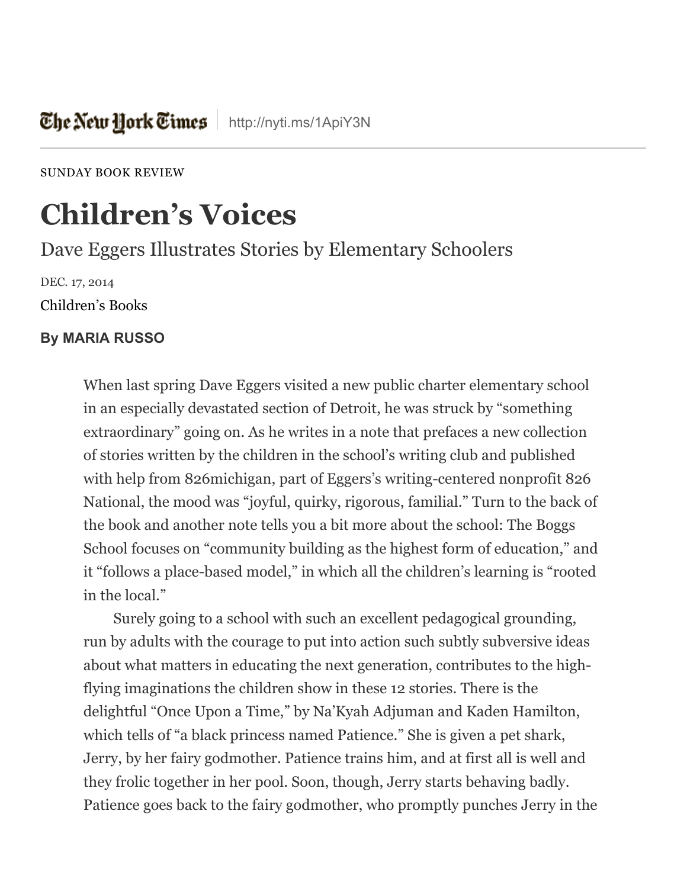The New York Times | http://nyti.ms/1ApiY3N

SUNDAY BOOK REVIEW

# Children's Voices

## Dave Eggers Illustrates Stories by Elementary Schoolers

DEC. 17, 2014

Children's Books

**By MARIA RUSSO**

When last spring Dave Eggers visited a new public charter elementary school in an especially devastated section of Detroit, he was struck by "something extraordinary" going on. As he writes in a note that prefaces a new collection of stories written by the children in the school's writing club and published with help from 826michigan, part of Eggers's writing-centered nonprofit 826 National, the mood was "joyful, quirky, rigorous, familial." Turn to the back of the book and another note tells you a bit more about the school: The Boggs School focuses on "community building as the highest form of education," and it "follows a place-based model," in which all the children's learning is "rooted in the local."

Surely going to a school with such an excellent pedagogical grounding, run by adults with the courage to put into action such subtly subversive ideas about what matters in educating the next generation, contributes to the high-flying imaginations the children show in these 12 stories. There is the delightful "Once Upon a Time," by Na'Kyah Adjuman and Kaden Hamilton, which tells of "a black princess named Patience." She is given a pet shark, Jerry, by her fairy godmother. Patience trains him, and at first all is well and they frolic together in her pool. Soon, though, Jerry starts behaving badly. Patience goes back to the fairy godmother, who promptly punches Jerry in the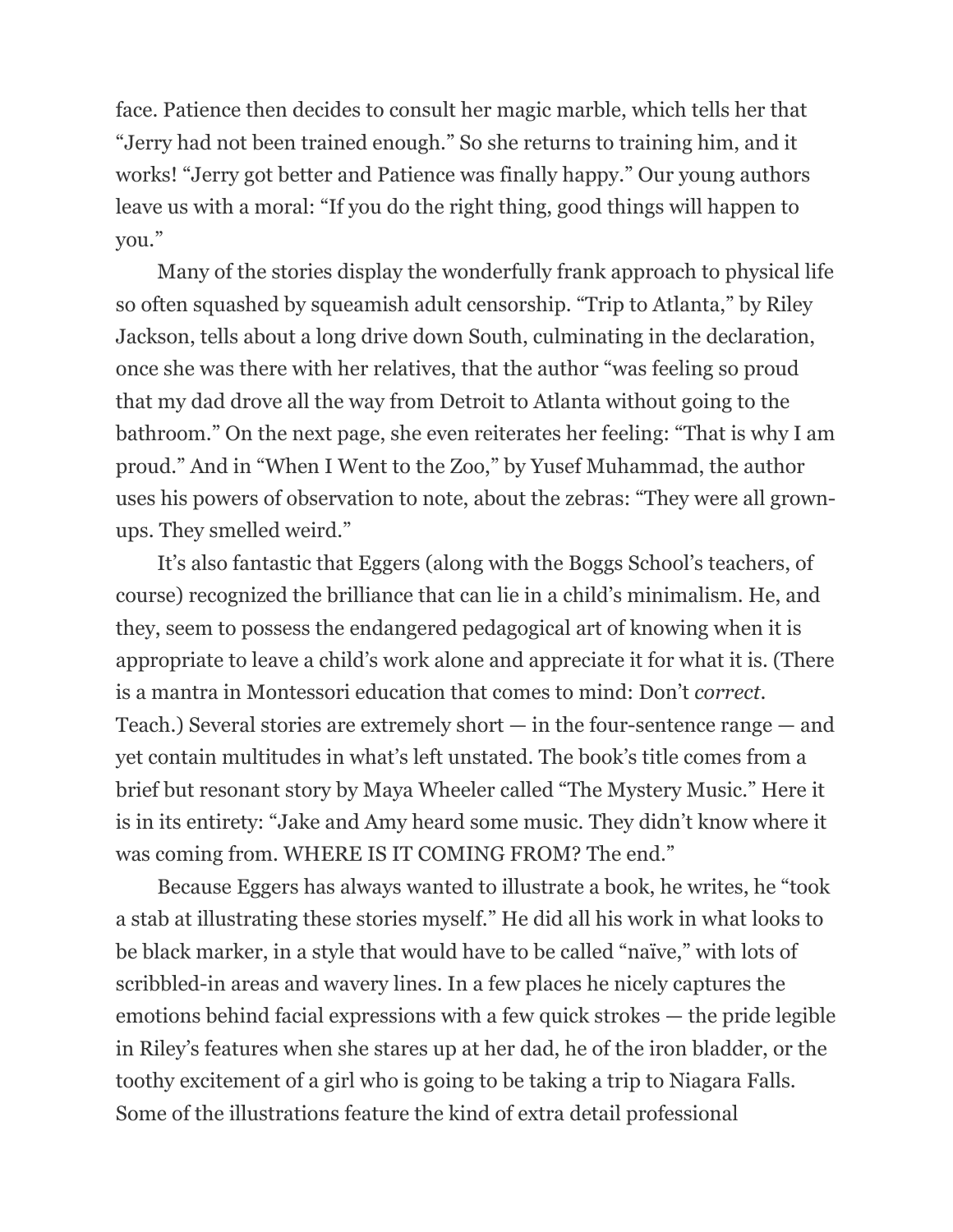face. Patience then decides to consult her magic marble, which tells her that "Jerry had not been trained enough." So she returns to training him, and it works! "Jerry got better and Patience was finally happy." Our young authors leave us with a moral: "If you do the right thing, good things will happen to you."

Many of the stories display the wonderfully frank approach to physical life so often squashed by squeamish adult censorship. "Trip to Atlanta," by Riley Jackson, tells about a long drive down South, culminating in the declaration, once she was there with her relatives, that the author "was feeling so proud that my dad drove all the way from Detroit to Atlanta without going to the bathroom." On the next page, she even reiterates her feeling: "That is why I am proud." And in "When I Went to the Zoo," by Yusef Muhammad, the author uses his powers of observation to note, about the zebras: "They were all grown-ups. They smelled weird."

It's also fantastic that Eggers (along with the Boggs School's teachers, of course) recognized the brilliance that can lie in a child's minimalism. He, and they, seem to possess the endangered pedagogical art of knowing when it is appropriate to leave a child's work alone and appreciate it for what it is. (There is a mantra in Montessori education that comes to mind: Don't *correct*. Teach.) Several stories are extremely short — in the four-sentence range — and yet contain multitudes in what's left unstated. The book's title comes from a brief but resonant story by Maya Wheeler called "The Mystery Music." Here it is in its entirety: "Jake and Amy heard some music. They didn't know where it was coming from. WHERE IS IT COMING FROM? The end."

Because Eggers has always wanted to illustrate a book, he writes, he "took a stab at illustrating these stories myself." He did all his work in what looks to be black marker, in a style that would have to be called "naïve," with lots of scribbled-in areas and wavery lines. In a few places he nicely captures the emotions behind facial expressions with a few quick strokes — the pride legible in Riley's features when she stares up at her dad, he of the iron bladder, or the toothy excitement of a girl who is going to be taking a trip to Niagara Falls. Some of the illustrations feature the kind of extra detail professional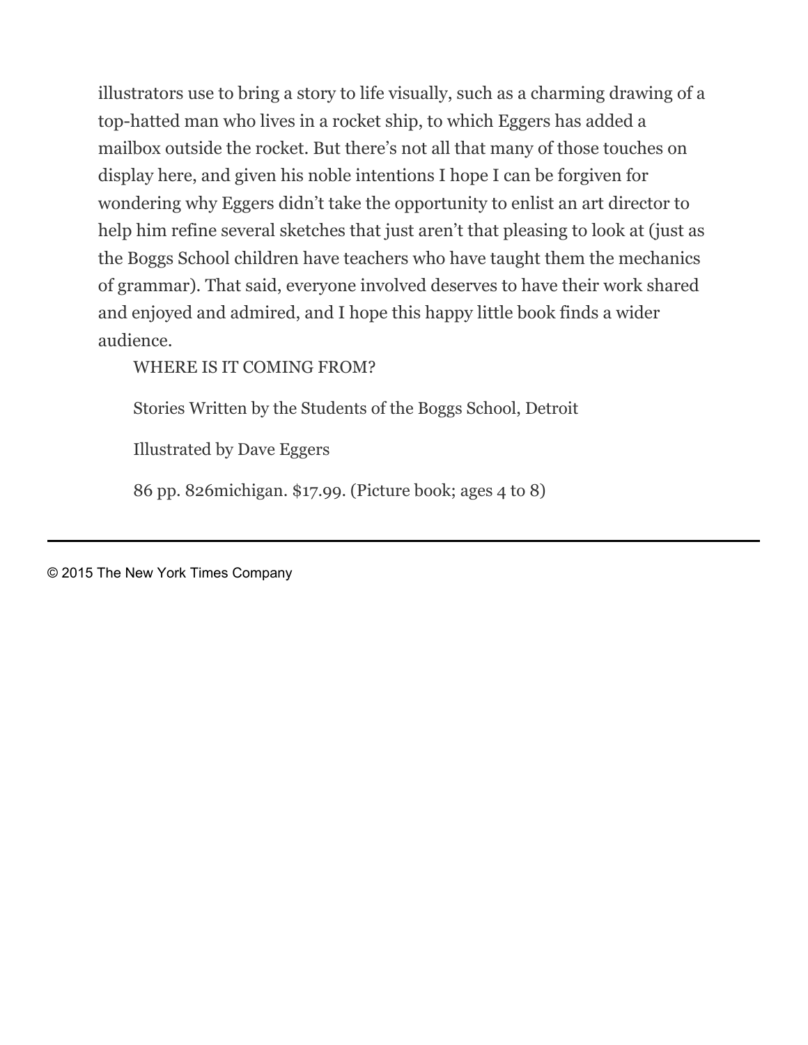illustrators use to bring a story to life visually, such as a charming drawing of a top-hatted man who lives in a rocket ship, to which Eggers has added a mailbox outside the rocket. But there's not all that many of those touches on display here, and given his noble intentions I hope I can be forgiven for wondering why Eggers didn't take the opportunity to enlist an art director to help him refine several sketches that just aren't that pleasing to look at (just as the Boggs School children have teachers who have taught them the mechanics of grammar). That said, everyone involved deserves to have their work shared and enjoyed and admired, and I hope this happy little book finds a wider audience.

WHERE IS IT COMING FROM?

Stories Written by the Students of the Boggs School, Detroit

Illustrated by Dave Eggers

86 pp. 826michigan. $17.99. (Picture book; ages 4 to 8)

---

© 2015 The New York Times Company